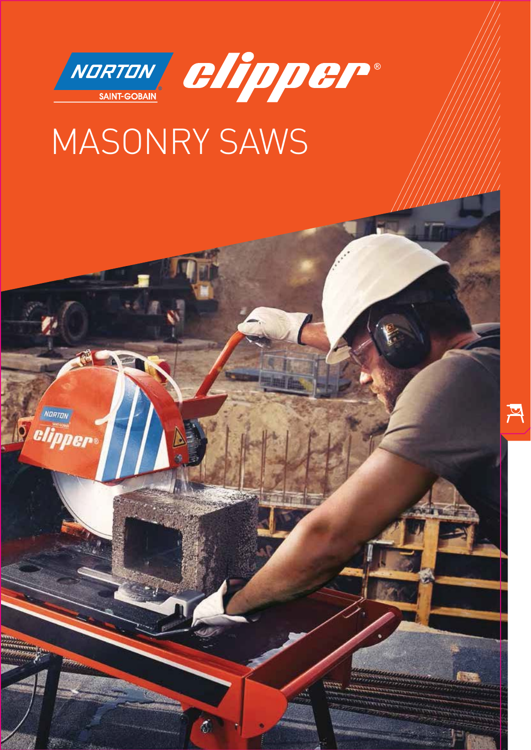NORTON SAINT-GOBAIN clipper®

# MASONRY SAWS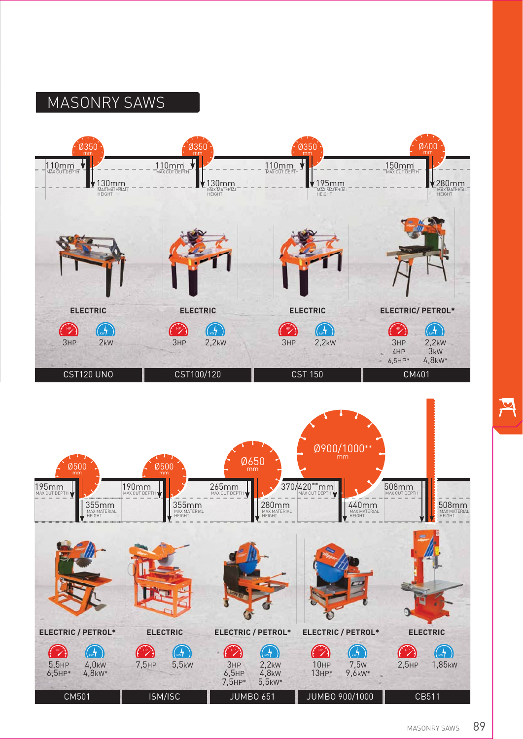## MASONRY SAWS

| Model | CST120 UNO | CST100/120 | CST 150 | CM401 |
|---|---|---|---|---|
| Blade diameter | Ø350 mm | Ø350 mm | Ø350 mm | Ø400 mm |
| Max cut depth | 110mm | 110mm | 110mm | 150mm |
| Max material height | 130mm | 130mm | 195mm | 280mm |
| Power type | ELECTRIC | ELECTRIC | ELECTRIC | ELECTRIC/ PETROL* |
| HP | 3HP | 3HP | 3HP | 3HP 4HP 6,5HP* |
| kW | 2kW | 2,2kW | 2,2kW | 2,2kW 3kW 4,8kW* |

| Model | CM501 | ISM/ISC | JUMBO 651 | JUMBO 900/1000 | CB511 |
|---|---|---|---|---|---|
| Blade diameter | Ø500 mm | Ø500 mm | Ø650 mm | Ø900/1000** mm | |
| Max cut depth | 195mm | 190mm | 265mm | 370/420**mm | 508mm |
| Max material height | 355mm | 355mm | 280mm | 440mm | 508mm |
| Power type | ELECTRIC / PETROL* | ELECTRIC | ELECTRIC / PETROL* | ELECTRIC / PETROL* | ELECTRIC |
| HP | 5,5HP 6,5HP* | 7,5HP | 3HP 6,5HP 7,5HP* | 10HP 13HP* | 2,5HP |
| kW | 4,0kW 4,8kW* | 5,5kW | 2,2kW 4,8kW 5,5kW* | 7,5W 9,6kW* | 1,85kW |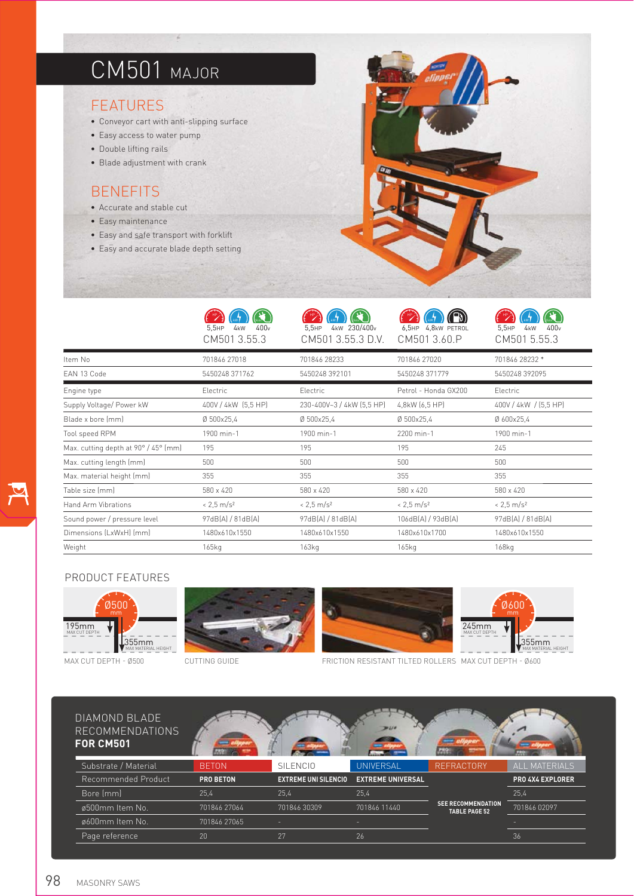# CM501 MAJOR

## FEATURES

- Conveyor cart with anti-slipping surface
- Easy access to water pump
- Double lifting rails
- Blade adjustment with crank

## BENEFITS

- Accurate and stable cut
- Easy maintenance
- Easy and safe transport with forklift
- Easy and accurate blade depth setting

| | 5,5HP 4kW 400v CM501 3.55.3 | 5,5HP 4kW 230/400v CM501 3.55.3 D.V. | 6,5HP 4,8kW PETROL CM501 3.60.P | 5,5HP 4kW 400v CM501 5.55.3 |
|---|---|---|---|---|
| Item No | 701846 27018 | 701846 28233 | 701846 27020 | 701846 28232 * |
| EAN 13 Code | 5450248 371762 | 5450248 392101 | 5450248 371779 | 5450248 392095 |
| Engine type | Electric | Electric | Petrol - Honda GX200 | Electric |
| Supply Voltage/ Power kW | 400V / 4kW (5,5 HP) | 230-400V-3 / 4kW (5,5 HP) | 4,8kW (6,5 HP) | 400V / 4kW / (5,5 HP) |
| Blade x bore (mm) | Ø 500x25,4 | Ø 500x25,4 | Ø 500x25,4 | Ø 600x25,4 |
| Tool speed RPM | 1900 min-1 | 1900 min-1 | 2200 min-1 | 1900 min-1 |
| Max. cutting depth at 90° / 45° (mm) | 195 | 195 | 195 | 245 |
| Max. cutting length (mm) | 500 | 500 | 500 | 500 |
| Max. material height (mm) | 355 | 355 | 355 | 355 |
| Table size (mm) | 580 x 420 | 580 x 420 | 580 x 420 | 580 x 420 |
| Hand Arm Vibrations | < 2,5 m/s² | < 2,5 m/s² | < 2,5 m/s² | < 2,5 m/s² |
| Sound power / pressure level | 97dB(A) / 81dB(A) | 97dB(A) / 81dB(A) | 106dB(A) / 93dB(A) | 97dB(A) / 81dB(A) |
| Dimensions (LxWxH) (mm) | 1480x610x1550 | 1480x610x1550 | 1480x610x1700 | 1480x610x1550 |
| Weight | 165kg | 163kg | 165kg | 168kg |

## PRODUCT FEATURES

Ø500 mm
195mm MAX CUT DEPTH
355mm MAX MATERIAL HEIGHT

MAX CUT DEPTH - Ø500

CUTTING GUIDE

FRICTION RESISTANT TILTED ROLLERS

Ø600 mm
245mm MAX CUT DEPTH
355mm MAX MATERIAL HEIGHT

MAX CUT DEPTH - Ø600

## DIAMOND BLADE RECOMMENDATIONS **FOR CM501**

| Substrate / Material | BETON | SILENCIO | UNIVERSAL | REFRACTORY | ALL MATERIALS |
|---|---|---|---|---|---|
| Recommended Product | **PRO BETON** | **EXTREME UNI SILENCIO** | **EXTREME UNIVERSAL** | | **PRO 4X4 EXPLORER** |
| Bore (mm) | 25,4 | 25,4 | 25,4 | | 25,4 |
| ø500mm Item No. | 701846 27064 | 701846 30309 | 701846 11440 | **SEE RECOMMENDATION TABLE PAGE 52** | 701846 02097 |
| ø600mm Item No. | 701846 27065 | - | - | | - |
| Page reference | 20 | 27 | 26 | | 36 |

MASONRY SAWS